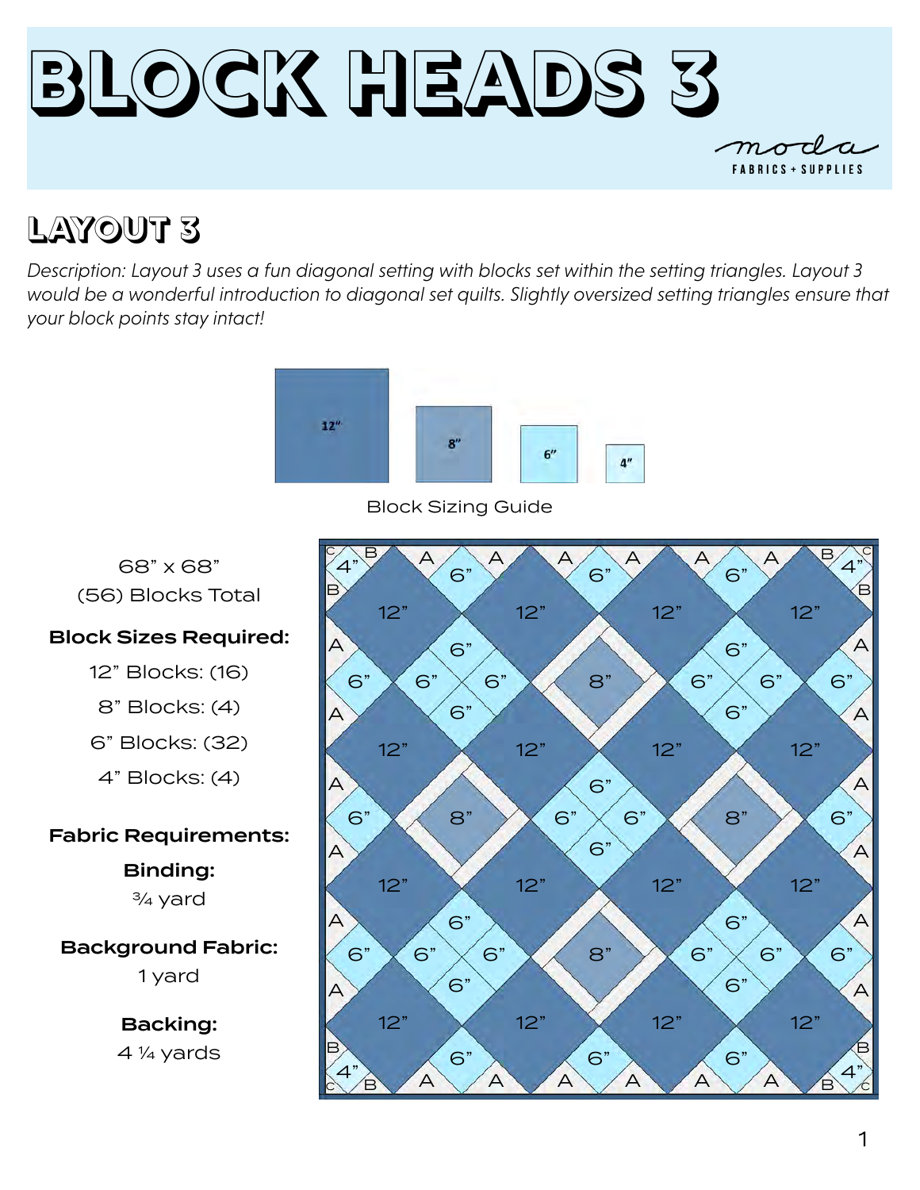# BLOCK HEADS 3

moda FABRICS + SUPPLIES

## LAYOUT 3

*Description: Layout 3 uses a fun diagonal setting with blocks set within the setting triangles. Layout 3 would be a wonderful introduction to diagonal set quilts. Slightly oversized setting triangles ensure that your block points stay intact!*

12” 8” 6” 4”

Block Sizing Guide

68” x 68”
(56) Blocks Total

**Block Sizes Required:**

12” Blocks: (16)

8” Blocks: (4)

6” Blocks: (32)

4” Blocks: (4)

**Fabric Requirements:**

**Binding:**
¾ yard

**Background Fabric:**
1 yard

**Backing:**
4 ¼ yards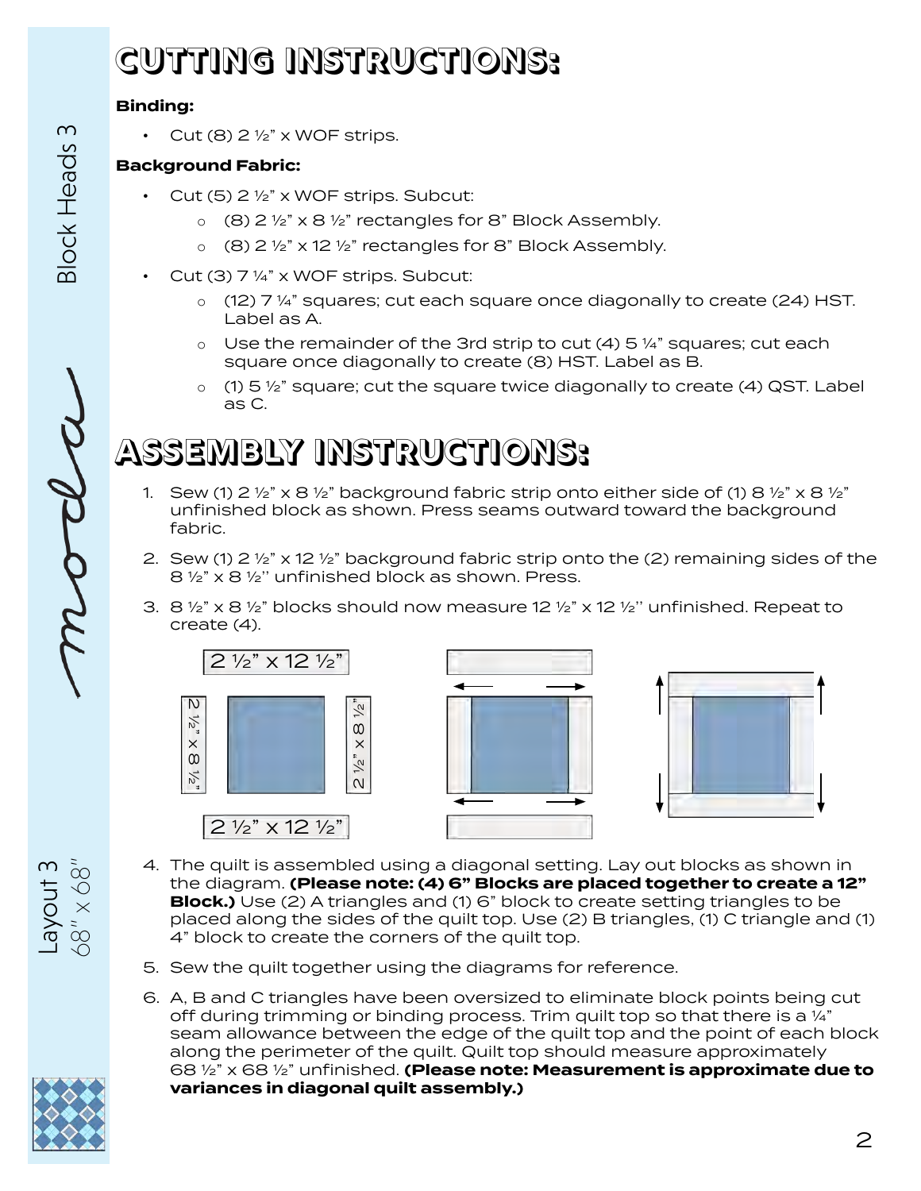# CUTTING INSTRUCTIONS:

**Binding:**

- Cut (8) 2 ½" x WOF strips.

**Background Fabric:**

- Cut (5) 2 ½" x WOF strips. Subcut:
  - (8) 2 ½" x 8 ½" rectangles for 8" Block Assembly.
  - (8) 2 ½" x 12 ½" rectangles for 8" Block Assembly.
- Cut (3) 7 ¼" x WOF strips. Subcut:
  - (12) 7 ¼" squares; cut each square once diagonally to create (24) HST. Label as A.
  - Use the remainder of the 3rd strip to cut (4) 5 ¼" squares; cut each square once diagonally to create (8) HST. Label as B.
  - (1) 5 ½" square; cut the square twice diagonally to create (4) QST. Label as C.

# ASSEMBLY INSTRUCTIONS:

1. Sew (1) 2 ½" x 8 ½" background fabric strip onto either side of (1) 8 ½" x 8 ½" unfinished block as shown. Press seams outward toward the background fabric.
2. Sew (1) 2 ½" x 12 ½" background fabric strip onto the (2) remaining sides of the 8 ½" x 8 ½'' unfinished block as shown. Press.
3. 8 ½" x 8 ½" blocks should now measure 12 ½" x 12 ½'' unfinished. Repeat to create (4).

2 ½" x 12 ½"

2 ½" x 8 ½"

2 ½" x 8 ½"

2 ½" x 12 ½"

4. The quilt is assembled using a diagonal setting. Lay out blocks as shown in the diagram. **(Please note: (4) 6" Blocks are placed together to create a 12" Block.)** Use (2) A triangles and (1) 6" block to create setting triangles to be placed along the sides of the quilt top. Use (2) B triangles, (1) C triangle and (1) 4" block to create the corners of the quilt top.
5. Sew the quilt together using the diagrams for reference.
6. A, B and C triangles have been oversized to eliminate block points being cut off during trimming or binding process. Trim quilt top so that there is a ¼" seam allowance between the edge of the quilt top and the point of each block along the perimeter of the quilt. Quilt top should measure approximately 68 ½" x 68 ½" unfinished. **(Please note: Measurement is approximate due to variances in diagonal quilt assembly.)**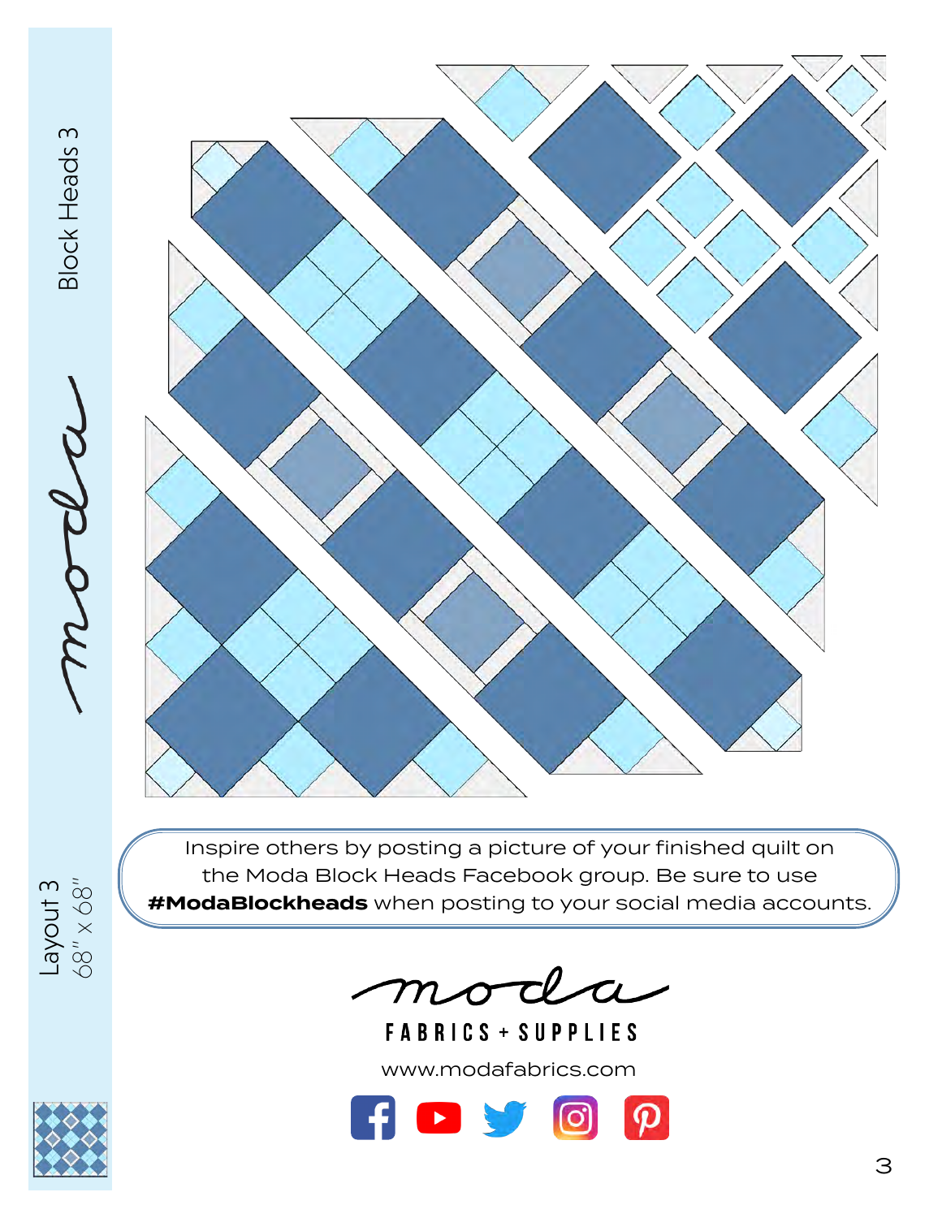Block Heads 3

Layout 3
68" x 68"

Inspire others by posting a picture of your finished quilt on the Moda Block Heads Facebook group. Be sure to use **#ModaBlockheads** when posting to your social media accounts.

moda

FABRICS + SUPPLIES

www.modafabrics.com